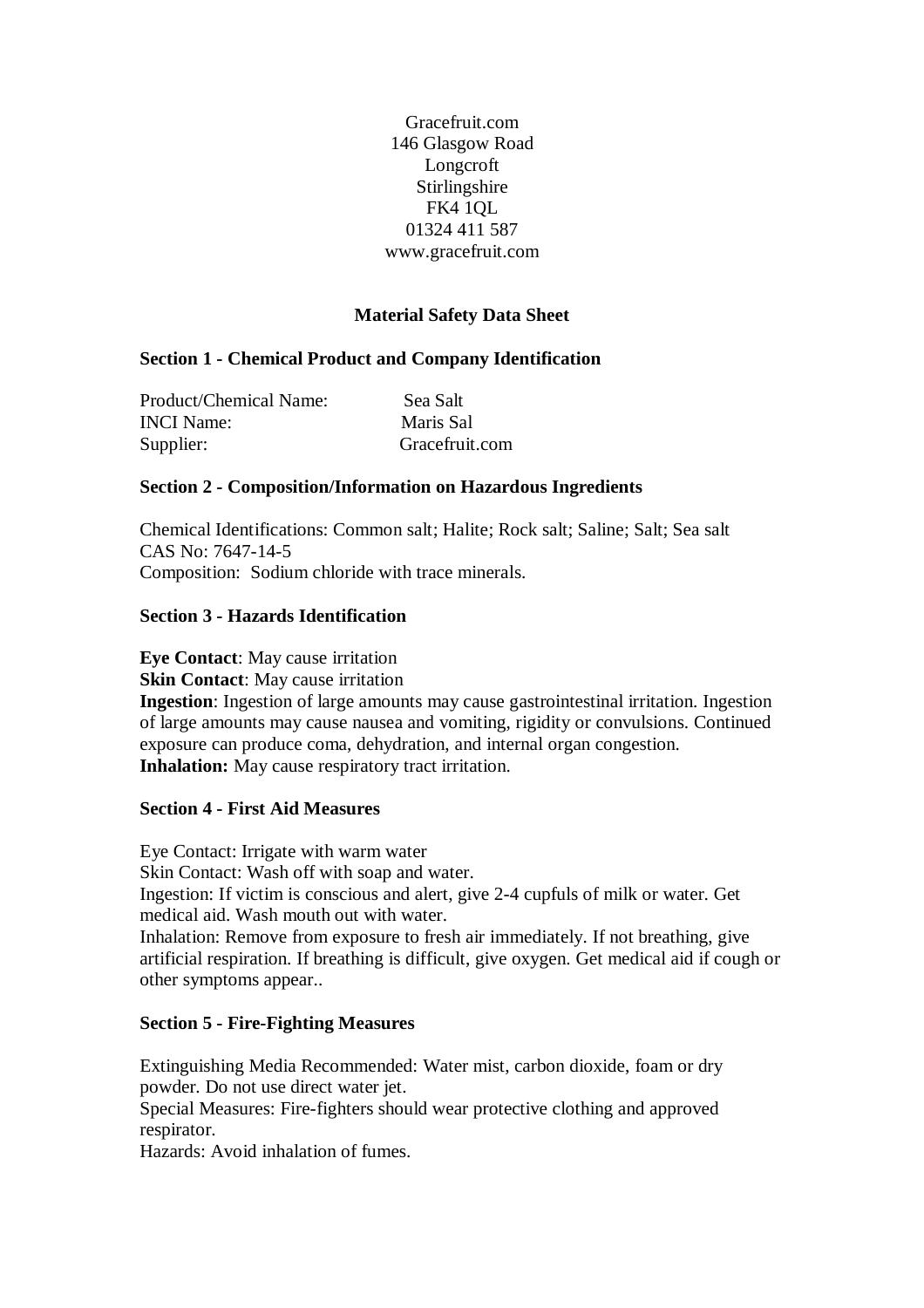Gracefruit.com
146 Glasgow Road
Longcroft
Stirlingshire
FK4 1QL
01324 411 587
www.gracefruit.com

# Material Safety Data Sheet

## Section 1 - Chemical Product and Company Identification

Product/Chemical Name: Sea Salt
INCI Name: Maris Sal
Supplier: Gracefruit.com

## Section 2 - Composition/Information on Hazardous Ingredients

Chemical Identifications: Common salt; Halite; Rock salt; Saline; Salt; Sea salt
CAS No: 7647-14-5
Composition: Sodium chloride with trace minerals.

## Section 3 - Hazards Identification

**Eye Contact**: May cause irritation
**Skin Contact**: May cause irritation
**Ingestion**: Ingestion of large amounts may cause gastrointestinal irritation. Ingestion of large amounts may cause nausea and vomiting, rigidity or convulsions. Continued exposure can produce coma, dehydration, and internal organ congestion.
**Inhalation:** May cause respiratory tract irritation.

## Section 4 - First Aid Measures

Eye Contact: Irrigate with warm water
Skin Contact: Wash off with soap and water.
Ingestion: If victim is conscious and alert, give 2-4 cupfuls of milk or water. Get medical aid. Wash mouth out with water.
Inhalation: Remove from exposure to fresh air immediately. If not breathing, give artificial respiration. If breathing is difficult, give oxygen. Get medical aid if cough or other symptoms appear..

## Section 5 - Fire-Fighting Measures

Extinguishing Media Recommended: Water mist, carbon dioxide, foam or dry powder. Do not use direct water jet.
Special Measures: Fire-fighters should wear protective clothing and approved respirator.
Hazards: Avoid inhalation of fumes.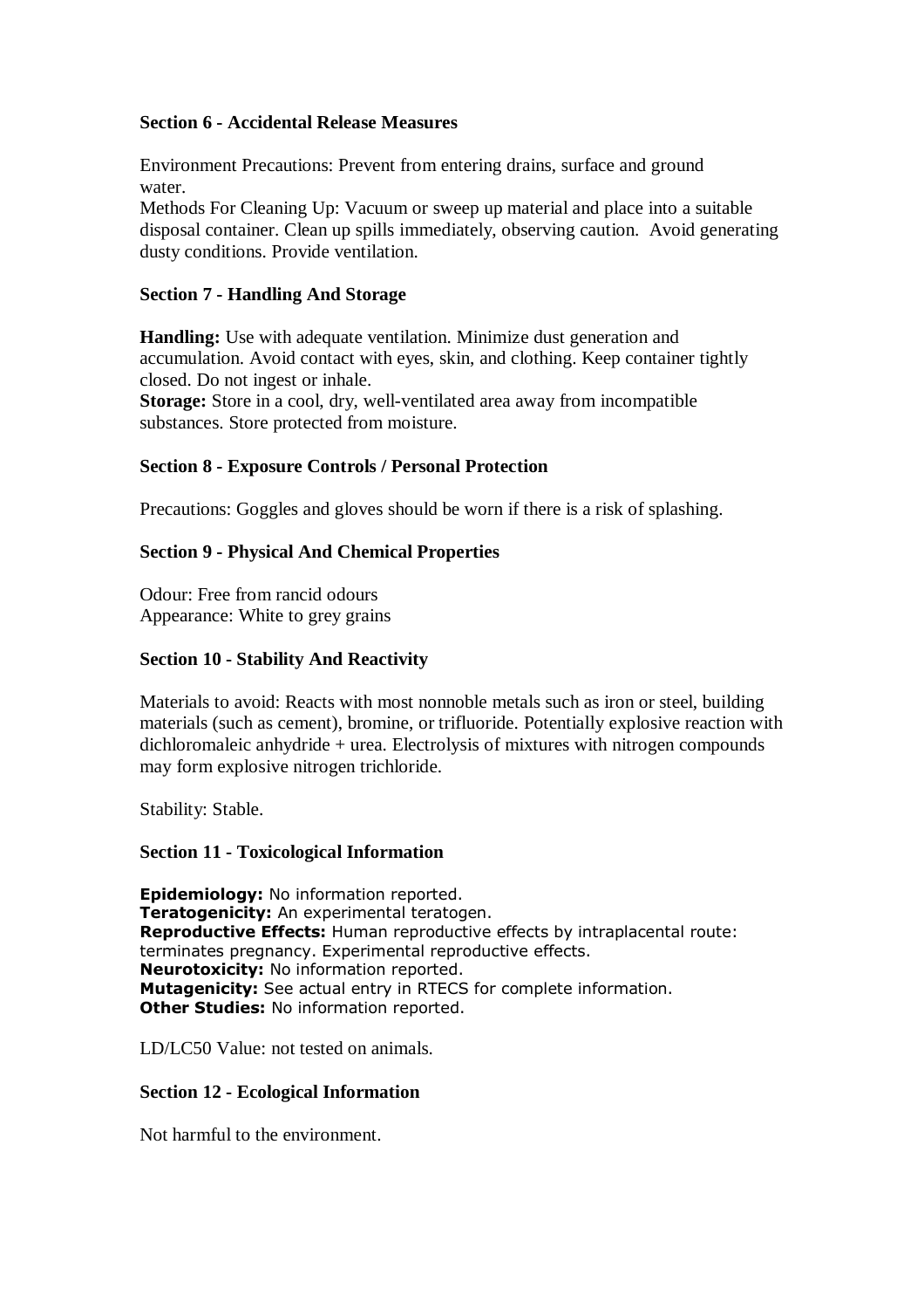## Section 6 - Accidental Release Measures

Environment Precautions: Prevent from entering drains, surface and ground water.
Methods For Cleaning Up: Vacuum or sweep up material and place into a suitable disposal container. Clean up spills immediately, observing caution. Avoid generating dusty conditions. Provide ventilation.

## Section 7 - Handling And Storage

**Handling:** Use with adequate ventilation. Minimize dust generation and accumulation. Avoid contact with eyes, skin, and clothing. Keep container tightly closed. Do not ingest or inhale.
**Storage:** Store in a cool, dry, well-ventilated area away from incompatible substances. Store protected from moisture.

## Section 8 - Exposure Controls / Personal Protection

Precautions: Goggles and gloves should be worn if there is a risk of splashing.

## Section 9 - Physical And Chemical Properties

Odour: Free from rancid odours
Appearance: White to grey grains

## Section 10 - Stability And Reactivity

Materials to avoid: Reacts with most nonnoble metals such as iron or steel, building materials (such as cement), bromine, or trifluoride. Potentially explosive reaction with dichloromaleic anhydride + urea. Electrolysis of mixtures with nitrogen compounds may form explosive nitrogen trichloride.

Stability: Stable.

## Section 11 - Toxicological Information

**Epidemiology:** No information reported.
**Teratogenicity:** An experimental teratogen.
**Reproductive Effects:** Human reproductive effects by intraplacental route: terminates pregnancy. Experimental reproductive effects.
**Neurotoxicity:** No information reported.
**Mutagenicity:** See actual entry in RTECS for complete information.
**Other Studies:** No information reported.

LD/LC50 Value: not tested on animals.

## Section 12 - Ecological Information

Not harmful to the environment.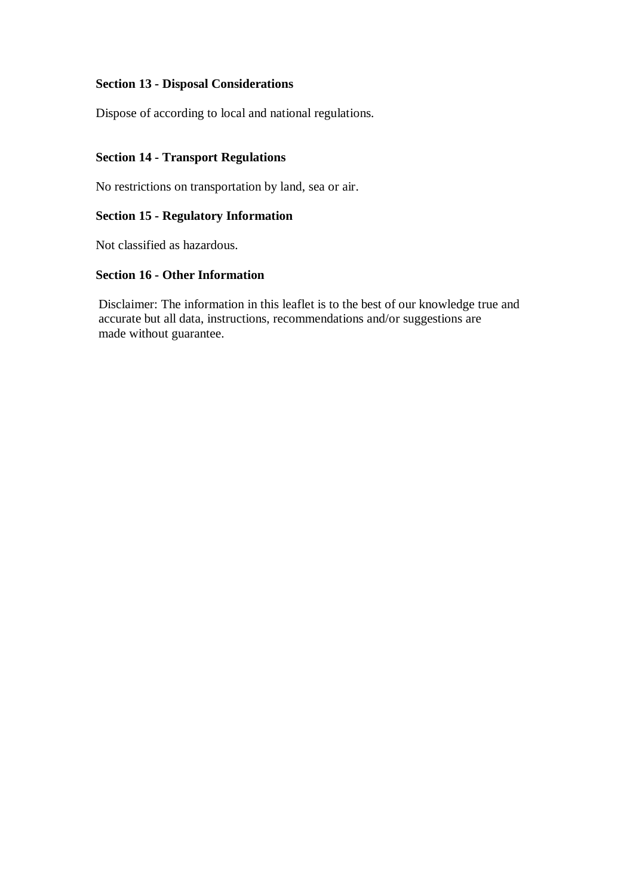**Section 13 - Disposal Considerations**

Dispose of according to local and national regulations.

**Section 14 - Transport Regulations**

No restrictions on transportation by land, sea or air.

**Section 15 - Regulatory Information**

Not classified as hazardous.

**Section 16 - Other Information**

Disclaimer: The information in this leaflet is to the best of our knowledge true and accurate but all data, instructions, recommendations and/or suggestions are made without guarantee.